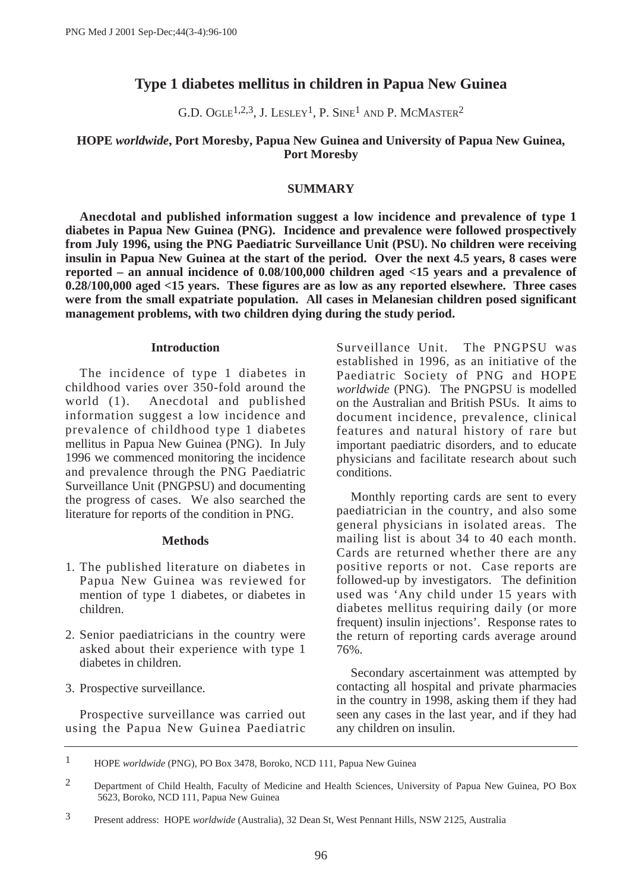# Type 1 diabetes mellitus in children in Papua New Guinea

G.D. Ogle[1,2,3], J. Lesley[1], P. Sine[1] and P. McMaster[2]

**HOPE *worldwide*, Port Moresby, Papua New Guinea and University of Papua New Guinea, Port Moresby**

## SUMMARY

**Anecdotal and published information suggest a low incidence and prevalence of type 1 diabetes in Papua New Guinea (PNG). Incidence and prevalence were followed prospectively from July 1996, using the PNG Paediatric Surveillance Unit (PSU). No children were receiving insulin in Papua New Guinea at the start of the period. Over the next 4.5 years, 8 cases were reported – an annual incidence of 0.08/100,000 children aged <15 years and a prevalence of 0.28/100,000 aged <15 years. These figures are as low as any reported elsewhere. Three cases were from the small expatriate population. All cases in Melanesian children posed significant management problems, with two children dying during the study period.**

## Introduction

The incidence of type 1 diabetes in childhood varies over 350-fold around the world (1). Anecdotal and published information suggest a low incidence and prevalence of childhood type 1 diabetes mellitus in Papua New Guinea (PNG). In July 1996 we commenced monitoring the incidence and prevalence through the PNG Paediatric Surveillance Unit (PNGPSU) and documenting the progress of cases. We also searched the literature for reports of the condition in PNG.

## Methods

1. The published literature on diabetes in Papua New Guinea was reviewed for mention of type 1 diabetes, or diabetes in children.
2. Senior paediatricians in the country were asked about their experience with type 1 diabetes in children.
3. Prospective surveillance.

Prospective surveillance was carried out using the Papua New Guinea Paediatric Surveillance Unit. The PNGPSU was established in 1996, as an initiative of the Paediatric Society of PNG and HOPE *worldwide* (PNG). The PNGPSU is modelled on the Australian and British PSUs. It aims to document incidence, prevalence, clinical features and natural history of rare but important paediatric disorders, and to educate physicians and facilitate research about such conditions.

Monthly reporting cards are sent to every paediatrician in the country, and also some general physicians in isolated areas. The mailing list is about 34 to 40 each month. Cards are returned whether there are any positive reports or not. Case reports are followed-up by investigators. The definition used was 'Any child under 15 years with diabetes mellitus requiring daily (or more frequent) insulin injections'. Response rates to the return of reporting cards average around 76%.

Secondary ascertainment was attempted by contacting all hospital and private pharmacies in the country in 1998, asking them if they had seen any cases in the last year, and if they had any children on insulin.

---

1 HOPE *worldwide* (PNG), PO Box 3478, Boroko, NCD 111, Papua New Guinea

2 Department of Child Health, Faculty of Medicine and Health Sciences, University of Papua New Guinea, PO Box 5623, Boroko, NCD 111, Papua New Guinea

3 Present address: HOPE *worldwide* (Australia), 32 Dean St, West Pennant Hills, NSW 2125, Australia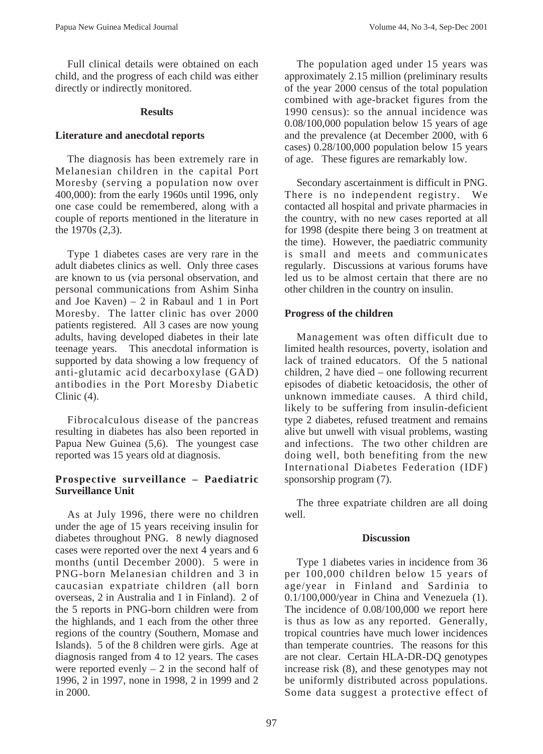Full clinical details were obtained on each child, and the progress of each child was either directly or indirectly monitored.

## Results

### Literature and anecdotal reports

The diagnosis has been extremely rare in Melanesian children in the capital Port Moresby (serving a population now over 400,000): from the early 1960s until 1996, only one case could be remembered, along with a couple of reports mentioned in the literature in the 1970s (2,3).

Type 1 diabetes cases are very rare in the adult diabetes clinics as well. Only three cases are known to us (via personal observation, and personal communications from Ashim Sinha and Joe Kaven) – 2 in Rabaul and 1 in Port Moresby. The latter clinic has over 2000 patients registered. All 3 cases are now young adults, having developed diabetes in their late teenage years. This anecdotal information is supported by data showing a low frequency of anti-glutamic acid decarboxylase (GAD) antibodies in the Port Moresby Diabetic Clinic (4).

Fibrocalculous disease of the pancreas resulting in diabetes has also been reported in Papua New Guinea (5,6). The youngest case reported was 15 years old at diagnosis.

### Prospective surveillance – Paediatric Surveillance Unit

As at July 1996, there were no children under the age of 15 years receiving insulin for diabetes throughout PNG. 8 newly diagnosed cases were reported over the next 4 years and 6 months (until December 2000). 5 were in PNG-born Melanesian children and 3 in caucasian expatriate children (all born overseas, 2 in Australia and 1 in Finland). 2 of the 5 reports in PNG-born children were from the highlands, and 1 each from the other three regions of the country (Southern, Momase and Islands). 5 of the 8 children were girls. Age at diagnosis ranged from 4 to 12 years. The cases were reported evenly – 2 in the second half of 1996, 2 in 1997, none in 1998, 2 in 1999 and 2 in 2000.

The population aged under 15 years was approximately 2.15 million (preliminary results of the year 2000 census of the total population combined with age-bracket figures from the 1990 census): so the annual incidence was 0.08/100,000 population below 15 years of age and the prevalence (at December 2000, with 6 cases) 0.28/100,000 population below 15 years of age. These figures are remarkably low.

Secondary ascertainment is difficult in PNG. There is no independent registry. We contacted all hospital and private pharmacies in the country, with no new cases reported at all for 1998 (despite there being 3 on treatment at the time). However, the paediatric community is small and meets and communicates regularly. Discussions at various forums have led us to be almost certain that there are no other children in the country on insulin.

### Progress of the children

Management was often difficult due to limited health resources, poverty, isolation and lack of trained educators. Of the 5 national children, 2 have died – one following recurrent episodes of diabetic ketoacidosis, the other of unknown immediate causes. A third child, likely to be suffering from insulin-deficient type 2 diabetes, refused treatment and remains alive but unwell with visual problems, wasting and infections. The two other children are doing well, both benefiting from the new International Diabetes Federation (IDF) sponsorship program (7).

The three expatriate children are all doing well.

## Discussion

Type 1 diabetes varies in incidence from 36 per 100,000 children below 15 years of age/year in Finland and Sardinia to 0.1/100,000/year in China and Venezuela (1). The incidence of 0.08/100,000 we report here is thus as low as any reported. Generally, tropical countries have much lower incidences than temperate countries. The reasons for this are not clear. Certain HLA-DR-DQ genotypes increase risk (8), and these genotypes may not be uniformly distributed across populations. Some data suggest a protective effect of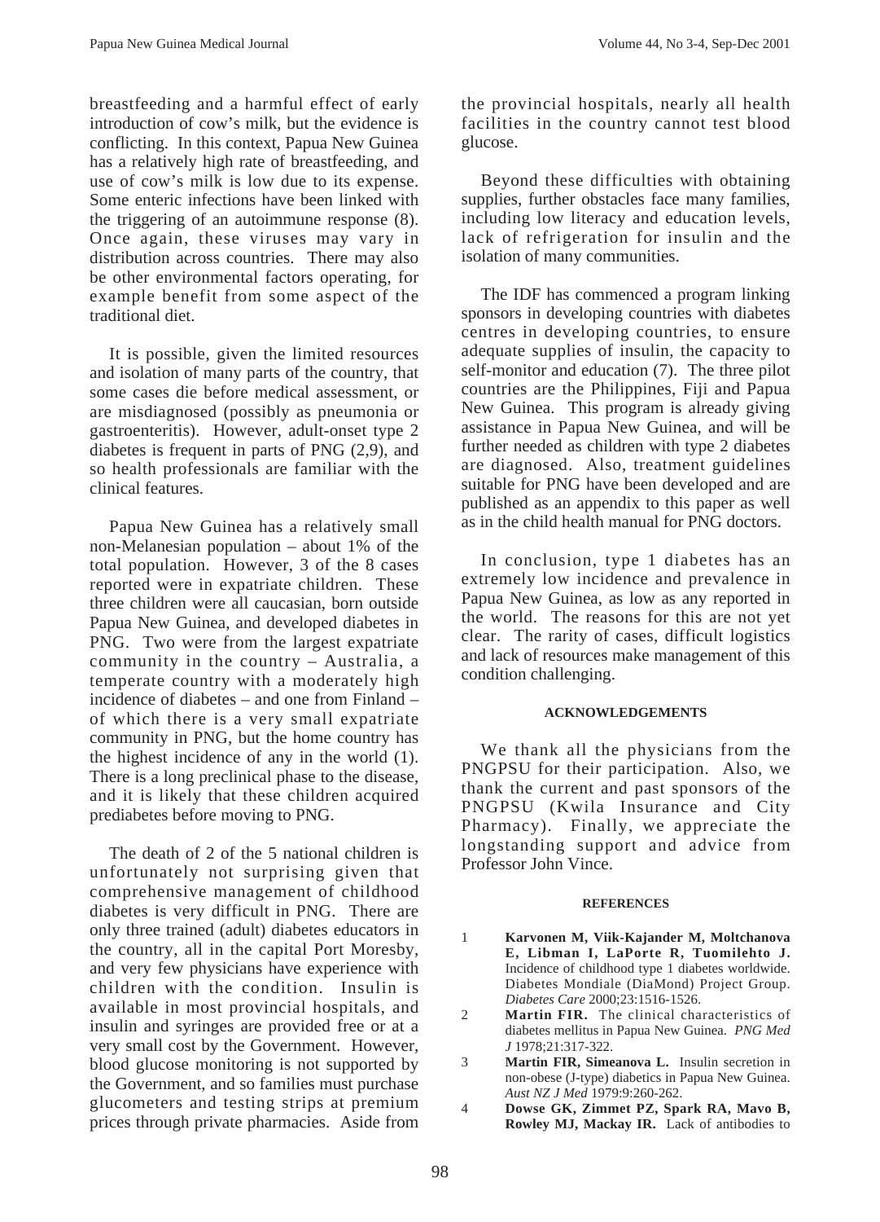breastfeeding and a harmful effect of early introduction of cow's milk, but the evidence is conflicting. In this context, Papua New Guinea has a relatively high rate of breastfeeding, and use of cow's milk is low due to its expense. Some enteric infections have been linked with the triggering of an autoimmune response (8). Once again, these viruses may vary in distribution across countries. There may also be other environmental factors operating, for example benefit from some aspect of the traditional diet.

It is possible, given the limited resources and isolation of many parts of the country, that some cases die before medical assessment, or are misdiagnosed (possibly as pneumonia or gastroenteritis). However, adult-onset type 2 diabetes is frequent in parts of PNG (2,9), and so health professionals are familiar with the clinical features.

Papua New Guinea has a relatively small non-Melanesian population – about 1% of the total population. However, 3 of the 8 cases reported were in expatriate children. These three children were all caucasian, born outside Papua New Guinea, and developed diabetes in PNG. Two were from the largest expatriate community in the country – Australia, a temperate country with a moderately high incidence of diabetes – and one from Finland – of which there is a very small expatriate community in PNG, but the home country has the highest incidence of any in the world (1). There is a long preclinical phase to the disease, and it is likely that these children acquired prediabetes before moving to PNG.

The death of 2 of the 5 national children is unfortunately not surprising given that comprehensive management of childhood diabetes is very difficult in PNG. There are only three trained (adult) diabetes educators in the country, all in the capital Port Moresby, and very few physicians have experience with children with the condition. Insulin is available in most provincial hospitals, and insulin and syringes are provided free or at a very small cost by the Government. However, blood glucose monitoring is not supported by the Government, and so families must purchase glucometers and testing strips at premium prices through private pharmacies. Aside from the provincial hospitals, nearly all health facilities in the country cannot test blood glucose.

Beyond these difficulties with obtaining supplies, further obstacles face many families, including low literacy and education levels, lack of refrigeration for insulin and the isolation of many communities.

The IDF has commenced a program linking sponsors in developing countries with diabetes centres in developing countries, to ensure adequate supplies of insulin, the capacity to self-monitor and education (7). The three pilot countries are the Philippines, Fiji and Papua New Guinea. This program is already giving assistance in Papua New Guinea, and will be further needed as children with type 2 diabetes are diagnosed. Also, treatment guidelines suitable for PNG have been developed and are published as an appendix to this paper as well as in the child health manual for PNG doctors.

In conclusion, type 1 diabetes has an extremely low incidence and prevalence in Papua New Guinea, as low as any reported in the world. The reasons for this are not yet clear. The rarity of cases, difficult logistics and lack of resources make management of this condition challenging.

## ACKNOWLEDGEMENTS

We thank all the physicians from the PNGPSU for their participation. Also, we thank the current and past sponsors of the PNGPSU (Kwila Insurance and City Pharmacy). Finally, we appreciate the longstanding support and advice from Professor John Vince.

## REFERENCES

1. **Karvonen M, Viik-Kajander M, Moltchanova E, Libman I, LaPorte R, Tuomilehto J.** Incidence of childhood type 1 diabetes worldwide. Diabetes Mondiale (DiaMond) Project Group. *Diabetes Care* 2000;23:1516-1526.
2. **Martin FIR.** The clinical characteristics of diabetes mellitus in Papua New Guinea. *PNG Med J* 1978;21:317-322.
3. **Martin FIR, Simeanova L.** Insulin secretion in non-obese (J-type) diabetics in Papua New Guinea. *Aust NZ J Med* 1979:9:260-262.
4. **Dowse GK, Zimmet PZ, Spark RA, Mavo B, Rowley MJ, Mackay IR.** Lack of antibodies to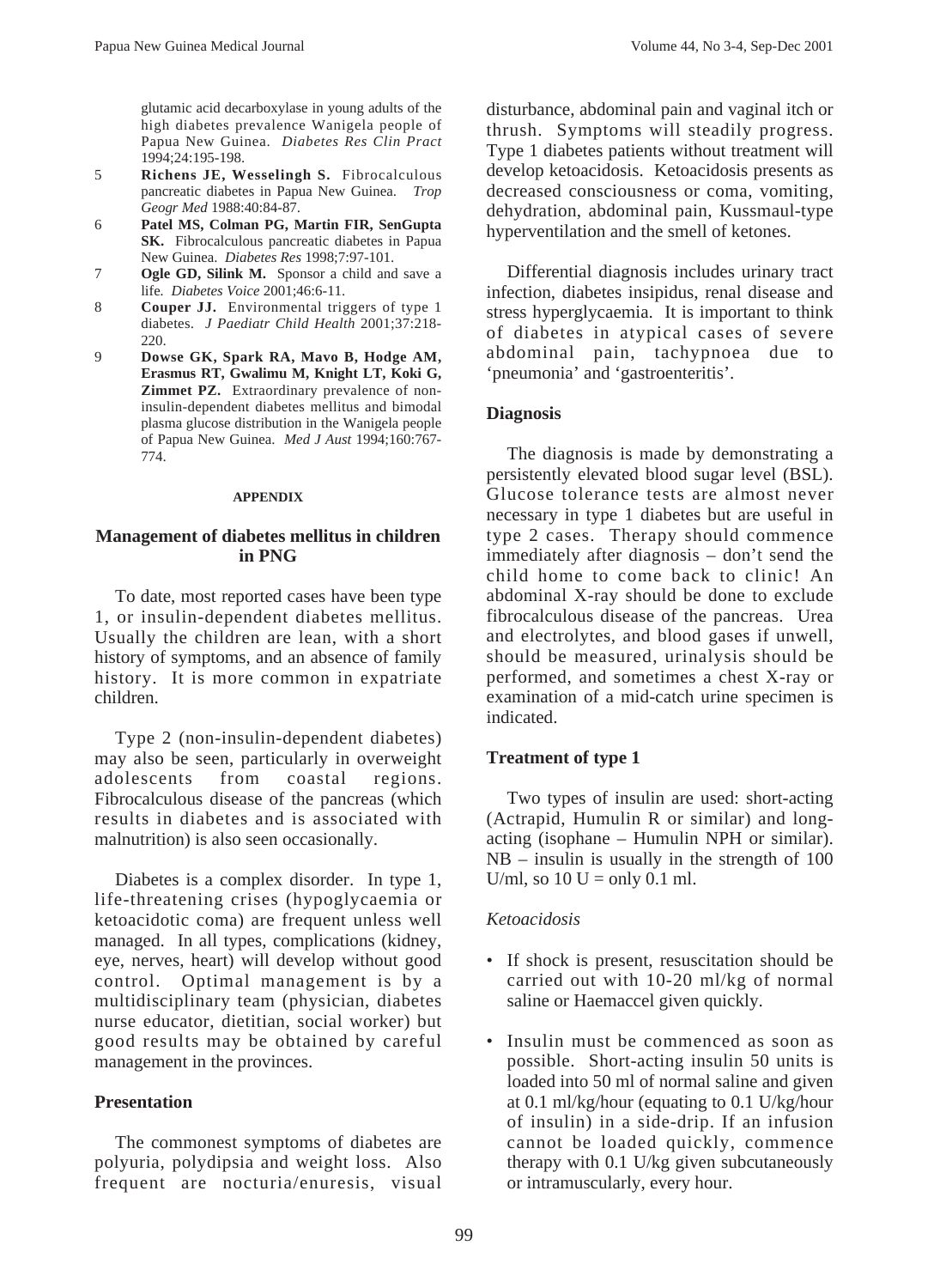glutamic acid decarboxylase in young adults of the high diabetes prevalence Wanigela people of Papua New Guinea. *Diabetes Res Clin Pract* 1994;24:195-198.

5 **Richens JE, Wesselingh S.** Fibrocalculous pancreatic diabetes in Papua New Guinea. *Trop Geogr Med* 1988:40:84-87.

6 **Patel MS, Colman PG, Martin FIR, SenGupta SK.** Fibrocalculous pancreatic diabetes in Papua New Guinea. *Diabetes Res* 1998;7:97-101.

7 **Ogle GD, Silink M.** Sponsor a child and save a life*. Diabetes Voice* 2001;46:6-11.

8 **Couper JJ.** Environmental triggers of type 1 diabetes. *J Paediatr Child Health* 2001;37:218-220.

9 **Dowse GK, Spark RA, Mavo B, Hodge AM, Erasmus RT, Gwalimu M, Knight LT, Koki G, Zimmet PZ.** Extraordinary prevalence of non-insulin-dependent diabetes mellitus and bimodal plasma glucose distribution in the Wanigela people of Papua New Guinea. *Med J Aust* 1994;160:767-774.

**APPENDIX**

## Management of diabetes mellitus in children in PNG

To date, most reported cases have been type 1, or insulin-dependent diabetes mellitus. Usually the children are lean, with a short history of symptoms, and an absence of family history. It is more common in expatriate children.

Type 2 (non-insulin-dependent diabetes) may also be seen, particularly in overweight adolescents from coastal regions. Fibrocalculous disease of the pancreas (which results in diabetes and is associated with malnutrition) is also seen occasionally.

Diabetes is a complex disorder. In type 1, life-threatening crises (hypoglycaemia or ketoacidotic coma) are frequent unless well managed. In all types, complications (kidney, eye, nerves, heart) will develop without good control. Optimal management is by a multidisciplinary team (physician, diabetes nurse educator, dietitian, social worker) but good results may be obtained by careful management in the provinces.

### Presentation

The commonest symptoms of diabetes are polyuria, polydipsia and weight loss. Also frequent are nocturia/enuresis, visual disturbance, abdominal pain and vaginal itch or thrush. Symptoms will steadily progress. Type 1 diabetes patients without treatment will develop ketoacidosis. Ketoacidosis presents as decreased consciousness or coma, vomiting, dehydration, abdominal pain, Kussmaul-type hyperventilation and the smell of ketones.

Differential diagnosis includes urinary tract infection, diabetes insipidus, renal disease and stress hyperglycaemia. It is important to think of diabetes in atypical cases of severe abdominal pain, tachypnoea due to 'pneumonia' and 'gastroenteritis'.

### Diagnosis

The diagnosis is made by demonstrating a persistently elevated blood sugar level (BSL). Glucose tolerance tests are almost never necessary in type 1 diabetes but are useful in type 2 cases. Therapy should commence immediately after diagnosis – don't send the child home to come back to clinic! An abdominal X-ray should be done to exclude fibrocalculous disease of the pancreas. Urea and electrolytes, and blood gases if unwell, should be measured, urinalysis should be performed, and sometimes a chest X-ray or examination of a mid-catch urine specimen is indicated.

### Treatment of type 1

Two types of insulin are used: short-acting (Actrapid, Humulin R or similar) and long-acting (isophane – Humulin NPH or similar). NB – insulin is usually in the strength of 100 U/ml, so 10 U = only 0.1 ml.

*Ketoacidosis*

- If shock is present, resuscitation should be carried out with 10-20 ml/kg of normal saline or Haemaccel given quickly.
- Insulin must be commenced as soon as possible. Short-acting insulin 50 units is loaded into 50 ml of normal saline and given at 0.1 ml/kg/hour (equating to 0.1 U/kg/hour of insulin) in a side-drip. If an infusion cannot be loaded quickly, commence therapy with 0.1 U/kg given subcutaneously or intramuscularly, every hour.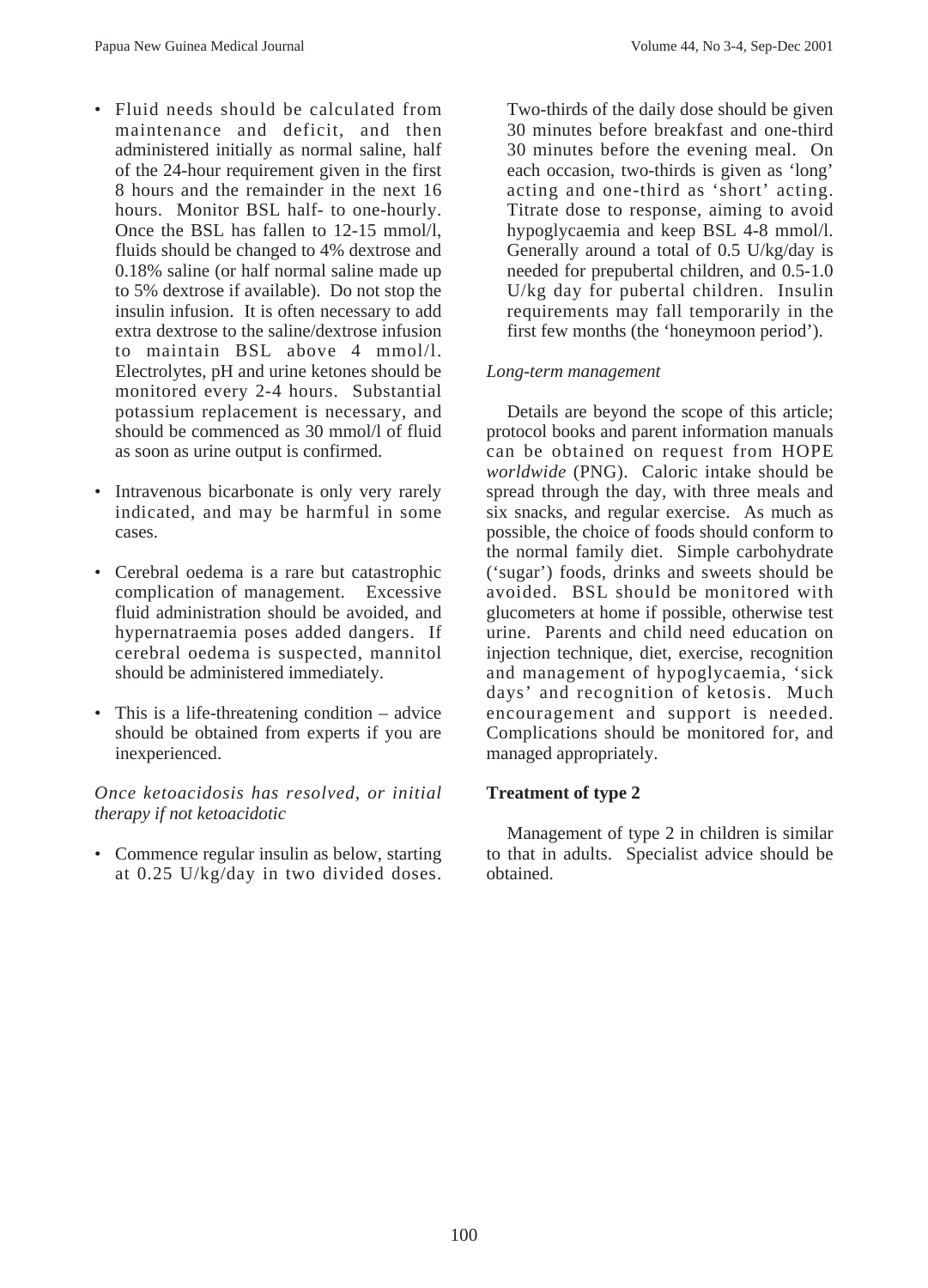- Fluid needs should be calculated from maintenance and deficit, and then administered initially as normal saline, half of the 24-hour requirement given in the first 8 hours and the remainder in the next 16 hours. Monitor BSL half- to one-hourly. Once the BSL has fallen to 12-15 mmol/l, fluids should be changed to 4% dextrose and 0.18% saline (or half normal saline made up to 5% dextrose if available). Do not stop the insulin infusion. It is often necessary to add extra dextrose to the saline/dextrose infusion to maintain BSL above 4 mmol/l. Electrolytes, pH and urine ketones should be monitored every 2-4 hours. Substantial potassium replacement is necessary, and should be commenced as 30 mmol/l of fluid as soon as urine output is confirmed.

- Intravenous bicarbonate is only very rarely indicated, and may be harmful in some cases.

- Cerebral oedema is a rare but catastrophic complication of management. Excessive fluid administration should be avoided, and hypernatraemia poses added dangers. If cerebral oedema is suspected, mannitol should be administered immediately.

- This is a life-threatening condition – advice should be obtained from experts if you are inexperienced.

*Once ketoacidosis has resolved, or initial therapy if not ketoacidotic*

- Commence regular insulin as below, starting at 0.25 U/kg/day in two divided doses. Two-thirds of the daily dose should be given 30 minutes before breakfast and one-third 30 minutes before the evening meal. On each occasion, two-thirds is given as 'long' acting and one-third as 'short' acting. Titrate dose to response, aiming to avoid hypoglycaemia and keep BSL 4-8 mmol/l. Generally around a total of 0.5 U/kg/day is needed for prepubertal children, and 0.5-1.0 U/kg day for pubertal children. Insulin requirements may fall temporarily in the first few months (the 'honeymoon period').

*Long-term management*

Details are beyond the scope of this article; protocol books and parent information manuals can be obtained on request from HOPE *worldwide* (PNG). Caloric intake should be spread through the day, with three meals and six snacks, and regular exercise. As much as possible, the choice of foods should conform to the normal family diet. Simple carbohydrate ('sugar') foods, drinks and sweets should be avoided. BSL should be monitored with glucometers at home if possible, otherwise test urine. Parents and child need education on injection technique, diet, exercise, recognition and management of hypoglycaemia, 'sick days' and recognition of ketosis. Much encouragement and support is needed. Complications should be monitored for, and managed appropriately.

**Treatment of type 2**

Management of type 2 in children is similar to that in adults. Specialist advice should be obtained.